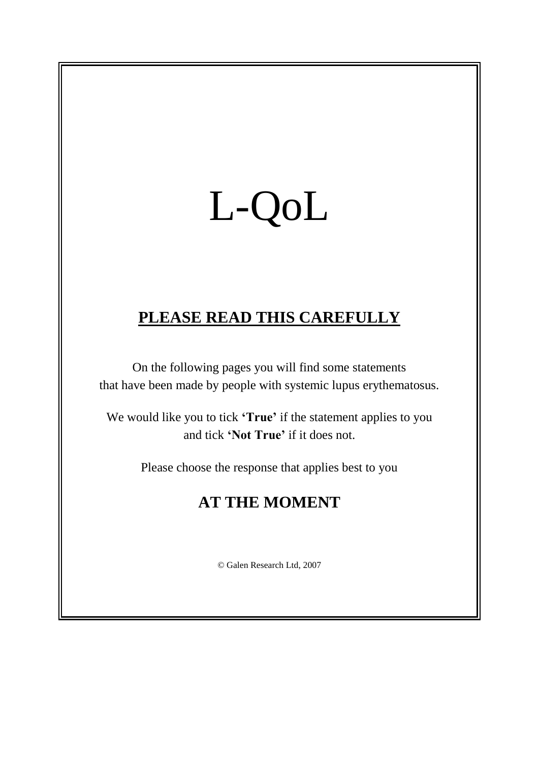# L-QoL

## **PLEASE READ THIS CAREFULLY**

On the following pages you will find some statements that have been made by people with systemic lupus erythematosus.

We would like you to tick **'True'** if the statement applies to you and tick **'Not True'** if it does not.

Please choose the response that applies best to you

## **AT THE MOMENT**

© Galen Research Ltd, 2007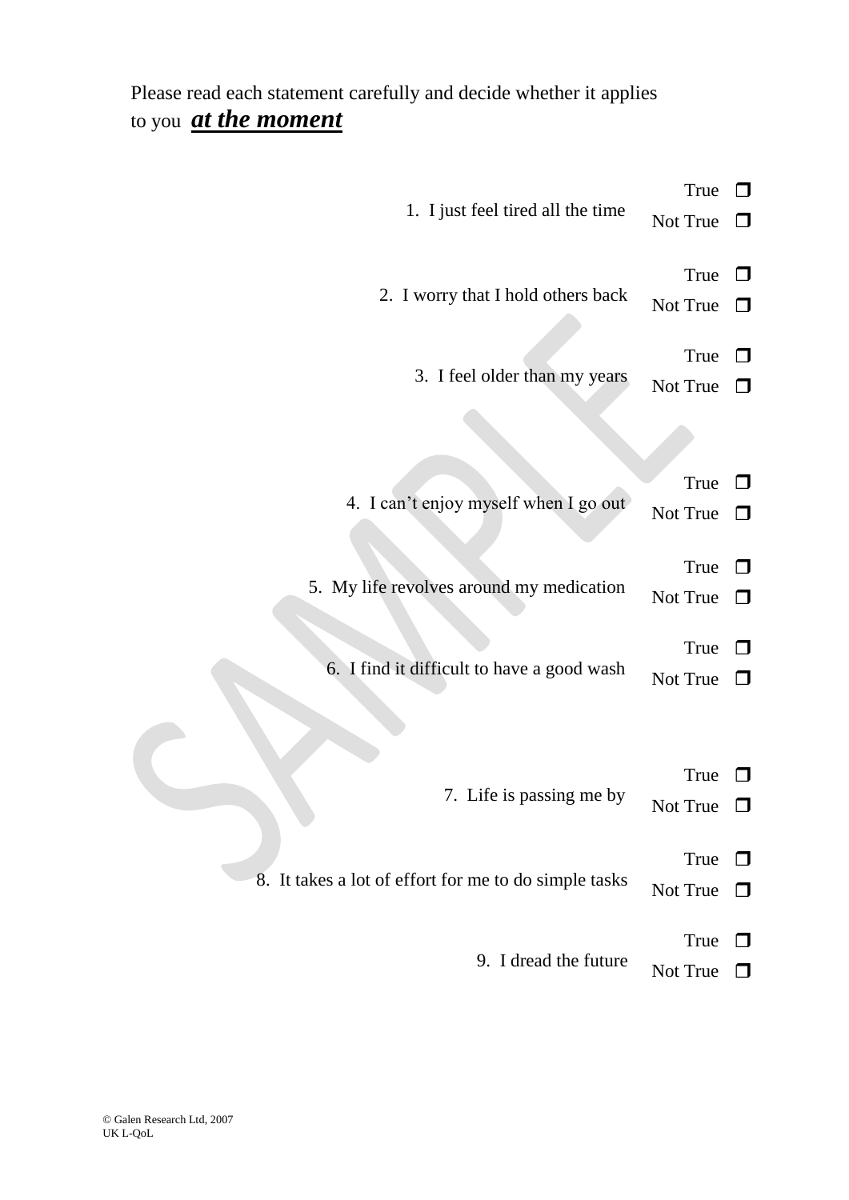Please read each statement carefully and decide whether it applies to you ***at the moment***

| | | |
|---|---|---|
| 1. I just feel tired all the time | True ❒ | Not True ❒ |
| 2. I worry that I hold others back | True ❒ | Not True ❒ |
| 3. I feel older than my years | True ❒ | Not True ❒ |
| 4. I can't enjoy myself when I go out | True ❒ | Not True ❒ |
| 5. My life revolves around my medication | True ❒ | Not True ❒ |
| 6. I find it difficult to have a good wash | True ❒ | Not True ❒ |
| 7. Life is passing me by | True ❒ | Not True ❒ |
| 8. It takes a lot of effort for me to do simple tasks | True ❒ | Not True ❒ |
| 9. I dread the future | True ❒ | Not True ❒ |

SAMPLE

© Galen Research Ltd, 2007
UK L-QoL